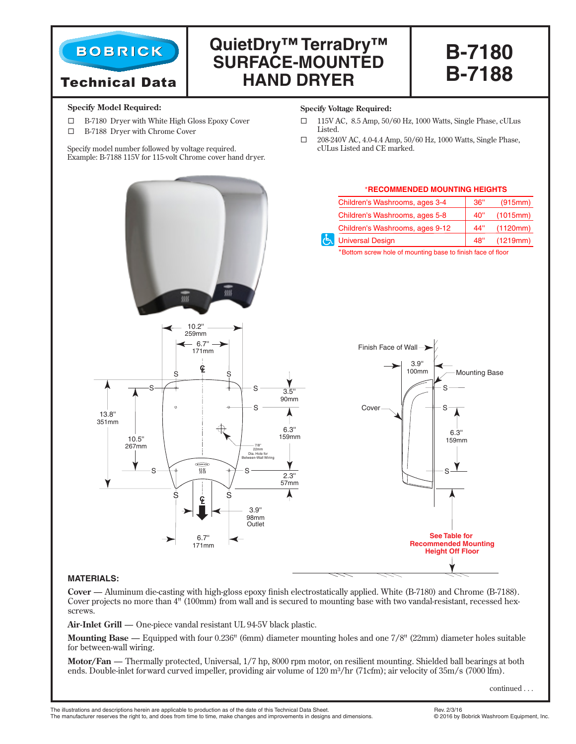# BOBRICK Technical Data

# QuietDry™ TerraDry™ SURFACE-MOUNTED HAND DRYER

# B-7180 B-7188

**Specify Model Required:**

- ☐ B-7180 Dryer with White High Gloss Epoxy Cover
- ☐ B-7188 Dryer with Chrome Cover

Specify model number followed by voltage required.
Example: B-7188 115V for 115-volt Chrome cover hand dryer.

**Specify Voltage Required:**

- ☐ 115V AC, 8.5 Amp, 50/60 Hz, 1000 Watts, Single Phase, cULus Listed.
- ☐ 208-240V AC, 4.0-4.4 Amp, 50/60 Hz, 1000 Watts, Single Phase, cULus Listed and CE marked.

**\*RECOMMENDED MOUNTING HEIGHTS**

| | | |
|---|---|---|
| Children's Washrooms, ages 3-4 | 36" | (915mm) |
| Children's Washrooms, ages 5-8 | 40" | (1015mm) |
| Children's Washrooms, ages 9-12 | 44" | (1120mm) |
| Universal Design | 48" | (1219mm) |

*Bottom screw hole of mounting base to finish face of floor

10.2" 259mm; 6.7" 171mm; 13.8" 351mm; 10.5" 267mm; 3.5" 90mm; 6.3" 159mm; 2.3" 57mm; 7/8" 22mm Dia. Hole for Between-Wall Wiring; 3.9" 98mm Outlet; 6.7" 171mm

Finish Face of Wall; 3.9" 100mm; Mounting Base; Cover; 6.3" 159mm

**See Table for Recommended Mounting Height Off Floor**

### MATERIALS:

**Cover** — Aluminum die-casting with high-gloss epoxy finish electrostatically applied. White (B-7180) and Chrome (B-7188). Cover projects no more than 4" (100mm) from wall and is secured to mounting base with two vandal-resistant, recessed hex-screws.

**Air-Inlet Grill** — One-piece vandal resistant UL 94-5V black plastic.

**Mounting Base** — Equipped with four 0.236" (6mm) diameter mounting holes and one 7/8" (22mm) diameter holes suitable for between-wall wiring.

**Motor/Fan** — Thermally protected, Universal, 1/7 hp, 8000 rpm motor, on resilient mounting. Shielded ball bearings at both ends. Double-inlet forward curved impeller, providing air volume of 120 $m^3$/hr (71cfm); air velocity of 35m/s (7000 lfm).

continued . . .

The illustrations and descriptions herein are applicable to production as of the date of this Technical Data Sheet.
The manufacturer reserves the right to, and does from time to time, make changes and improvements in designs and dimensions.

Rev. 2/3/16
© 2016 by Bobrick Washroom Equipment, Inc.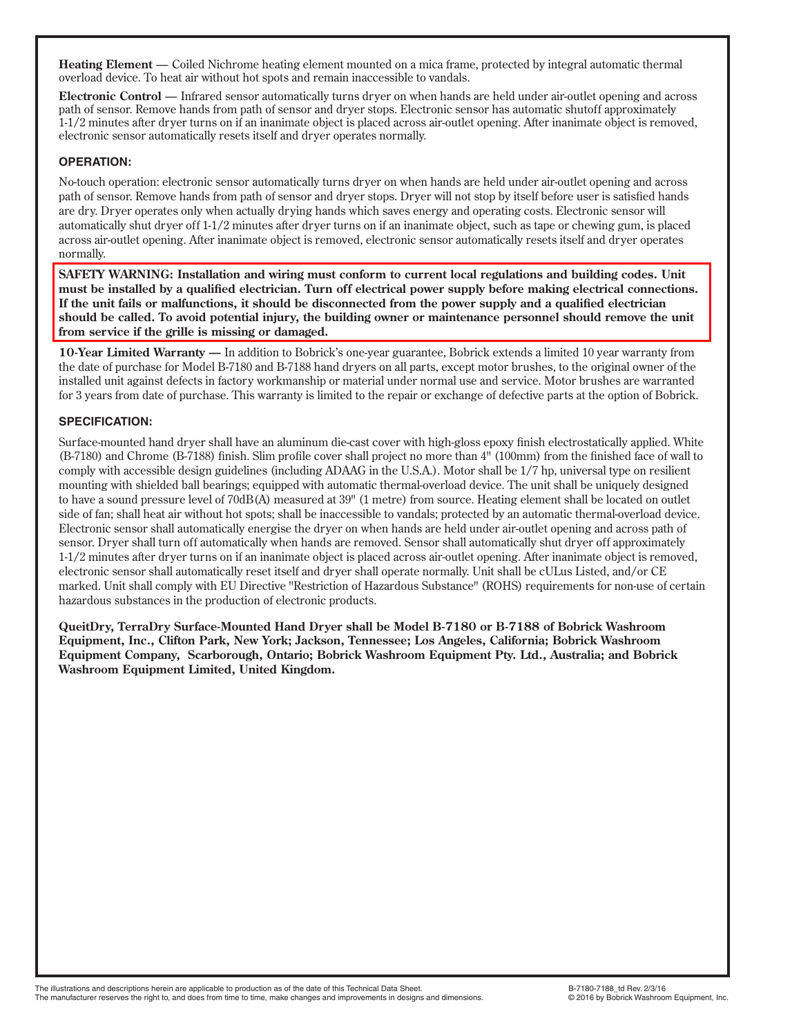**Heating Element —** Coiled Nichrome heating element mounted on a mica frame, protected by integral automatic thermal overload device. To heat air without hot spots and remain inaccessible to vandals.

**Electronic Control —** Infrared sensor automatically turns dryer on when hands are held under air-outlet opening and across path of sensor. Remove hands from path of sensor and dryer stops. Electronic sensor has automatic shutoff approximately 1-1/2 minutes after dryer turns on if an inanimate object is placed across air-outlet opening. After inanimate object is removed, electronic sensor automatically resets itself and dryer operates normally.

### OPERATION:

No-touch operation: electronic sensor automatically turns dryer on when hands are held under air-outlet opening and across path of sensor. Remove hands from path of sensor and dryer stops. Dryer will not stop by itself before user is satisfied hands are dry. Dryer operates only when actually drying hands which saves energy and operating costs. Electronic sensor will automatically shut dryer off 1-1/2 minutes after dryer turns on if an inanimate object, such as tape or chewing gum, is placed across air-outlet opening. After inanimate object is removed, electronic sensor automatically resets itself and dryer operates normally.

**SAFETY WARNING: Installation and wiring must conform to current local regulations and building codes. Unit must be installed by a qualified electrician. Turn off electrical power supply before making electrical connections. If the unit fails or malfunctions, it should be disconnected from the power supply and a qualified electrician should be called. To avoid potential injury, the building owner or maintenance personnel should remove the unit from service if the grille is missing or damaged.**

**10-Year Limited Warranty —** In addition to Bobrick's one-year guarantee, Bobrick extends a limited 10 year warranty from the date of purchase for Model B-7180 and B-7188 hand dryers on all parts, except motor brushes, to the original owner of the installed unit against defects in factory workmanship or material under normal use and service. Motor brushes are warranted for 3 years from date of purchase. This warranty is limited to the repair or exchange of defective parts at the option of Bobrick.

### SPECIFICATION:

Surface-mounted hand dryer shall have an aluminum die-cast cover with high-gloss epoxy finish electrostatically applied. White (B-7180) and Chrome (B-7188) finish. Slim profile cover shall project no more than 4" (100mm) from the finished face of wall to comply with accessible design guidelines (including ADAAG in the U.S.A.). Motor shall be 1/7 hp, universal type on resilient mounting with shielded ball bearings; equipped with automatic thermal-overload device. The unit shall be uniquely designed to have a sound pressure level of 70dB(A) measured at 39" (1 metre) from source. Heating element shall be located on outlet side of fan; shall heat air without hot spots; shall be inaccessible to vandals; protected by an automatic thermal-overload device. Electronic sensor shall automatically energise the dryer on when hands are held under air-outlet opening and across path of sensor. Dryer shall turn off automatically when hands are removed. Sensor shall automatically shut dryer off approximately 1-1/2 minutes after dryer turns on if an inanimate object is placed across air-outlet opening. After inanimate object is removed, electronic sensor shall automatically reset itself and dryer shall operate normally. Unit shall be cULus Listed, and/or CE marked. Unit shall comply with EU Directive "Restriction of Hazardous Substance" (ROHS) requirements for non-use of certain hazardous substances in the production of electronic products.

**QueitDry, TerraDry Surface-Mounted Hand Dryer shall be Model B-7180 or B-7188 of Bobrick Washroom Equipment, Inc., Clifton Park, New York; Jackson, Tennessee; Los Angeles, California; Bobrick Washroom Equipment Company, Scarborough, Ontario; Bobrick Washroom Equipment Pty. Ltd., Australia; and Bobrick Washroom Equipment Limited, United Kingdom.**

The illustrations and descriptions herein are applicable to production as of the date of this Technical Data Sheet.
The manufacturer reserves the right to, and does from time to time, make changes and improvements in designs and dimensions.

B-7180-7188_td Rev. 2/3/16
© 2016 by Bobrick Washroom Equipment, Inc.